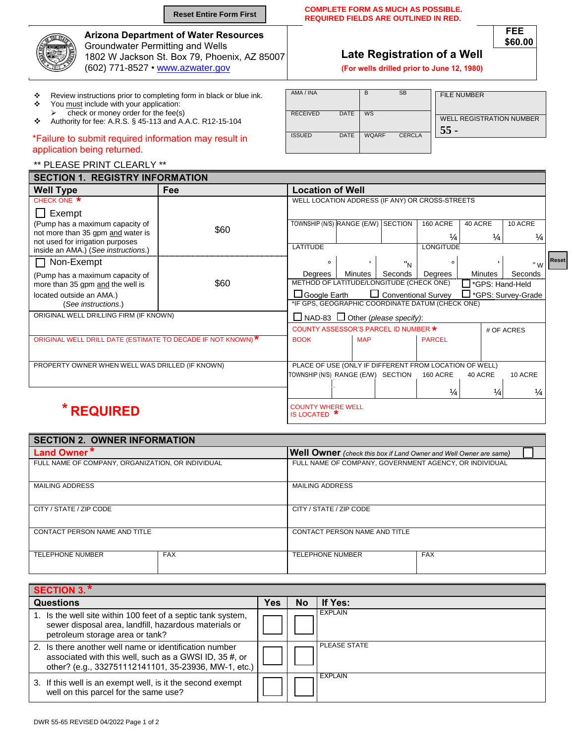Reset Entire Form First

**COMPLETE FORM AS MUCH AS POSSIBLE.**
**REQUIRED FIELDS ARE OUTLINED IN RED.**

**Arizona Department of Water Resources**
Groundwater Permitting and Wells
1802 W Jackson St. Box 79, Phoenix, AZ 85007
(602) 771-8527 • www.azwater.gov

# Late Registration of a Well

**(For wells drilled prior to June 12, 1980)**

**FEE $60.00**

- Review instructions prior to completing form in black or blue ink.
- You must include with your application:
  - check or money order for the fee(s)
- Authority for fee: A.R.S. § 45-113 and A.A.C. R12-15-104

*Failure to submit required information may result in application being returned.

| AMA / INA | B | SB |
|---|---|---|
| RECEIVED DATE | WS | |
| ISSUED DATE | WQARF | CERCLA |

| FILE NUMBER |
|---|
| WELL REGISTRATION NUMBER 55 - |

** PLEASE PRINT CLEARLY **

## SECTION 1. REGISTRY INFORMATION

| Well Type | Fee |
|---|---|
| CHECK ONE * ☐ Exempt (Pump has a maximum capacity of not more than 35 gpm and water is not used for irrigation purposes inside an AMA.) (*See instructions.*) | $60 |
| ☐ Non-Exempt (Pump has a maximum capacity of more than 35 gpm and the well is located outside an AMA.) (*See instructions.*) | $60 |

ORIGINAL WELL DRILLING FIRM (IF KNOWN)

ORIGINAL WELL DRILL DATE (ESTIMATE TO DECADE IF NOT KNOWN) *

PROPERTY OWNER WHEN WELL WAS DRILLED (IF KNOWN)

**Location of Well**

WELL LOCATION ADDRESS (IF ANY) OR CROSS-STREETS

| TOWNSHIP (N/S) | RANGE (E/W) | SECTION | 160 ACRE | 40 ACRE | 10 ACRE |
|---|---|---|---|---|---|
| | | | ¼ | ¼ | ¼ |

| LATITUDE | | | LONGITUDE | | |
|---|---|---|---|---|---|
| ° | ' | " N | ° | ' | " W |
| Degrees | Minutes | Seconds | Degrees | Minutes | Seconds |

METHOD OF LATITUDE/LONGITUDE (CHECK ONE): ☐ *GPS: Hand-Held ☐ Google Earth ☐ Conventional Survey ☐ *GPS: Survey-Grade

*IF GPS, GEOGRAPHIC COORDINATE DATUM (CHECK ONE): ☐ NAD-83 ☐ Other (*please specify*):

| COUNTY ASSESSOR'S PARCEL ID NUMBER * | | | # OF ACRES |
|---|---|---|---|
| BOOK | MAP | PARCEL | |

PLACE OF USE (ONLY IF DIFFERENT FROM LOCATION OF WELL)

| TOWNSHIP (N/S) | RANGE (E/W) | SECTION | 160 ACRE | 40 ACRE | 10 ACRE |
|---|---|---|---|---|---|
| | | | ¼ | ¼ | ¼ |

COUNTY WHERE WELL IS LOCATED *

*** REQUIRED**

## SECTION 2. OWNER INFORMATION

| Land Owner * | Well Owner (*check this box if Land Owner and Well Owner are same*) ☐ |
|---|---|
| FULL NAME OF COMPANY, ORGANIZATION, OR INDIVIDUAL | FULL NAME OF COMPANY, GOVERNMENT AGENCY, OR INDIVIDUAL |
| MAILING ADDRESS | MAILING ADDRESS |
| CITY / STATE / ZIP CODE | CITY / STATE / ZIP CODE |
| CONTACT PERSON NAME AND TITLE | CONTACT PERSON NAME AND TITLE |
| TELEPHONE NUMBER / FAX | TELEPHONE NUMBER / FAX |

## SECTION 3. *

| Questions | Yes | No | If Yes: |
|---|---|---|---|
| 1. Is the well site within 100 feet of a septic tank system, sewer disposal area, landfill, hazardous materials or petroleum storage area or tank? | ☐ | ☐ | EXPLAIN |
| 2. Is there another well name or identification number associated with this well, such as a GWSI ID, 35 #, or other? (e.g., 332751112141101, 35-23936, MW-1, etc.) | ☐ | ☐ | PLEASE STATE |
| 3. If this well is an exempt well, is it the second exempt well on this parcel for the same use? | ☐ | ☐ | EXPLAIN |

DWR 55-65 REVISED 04/2022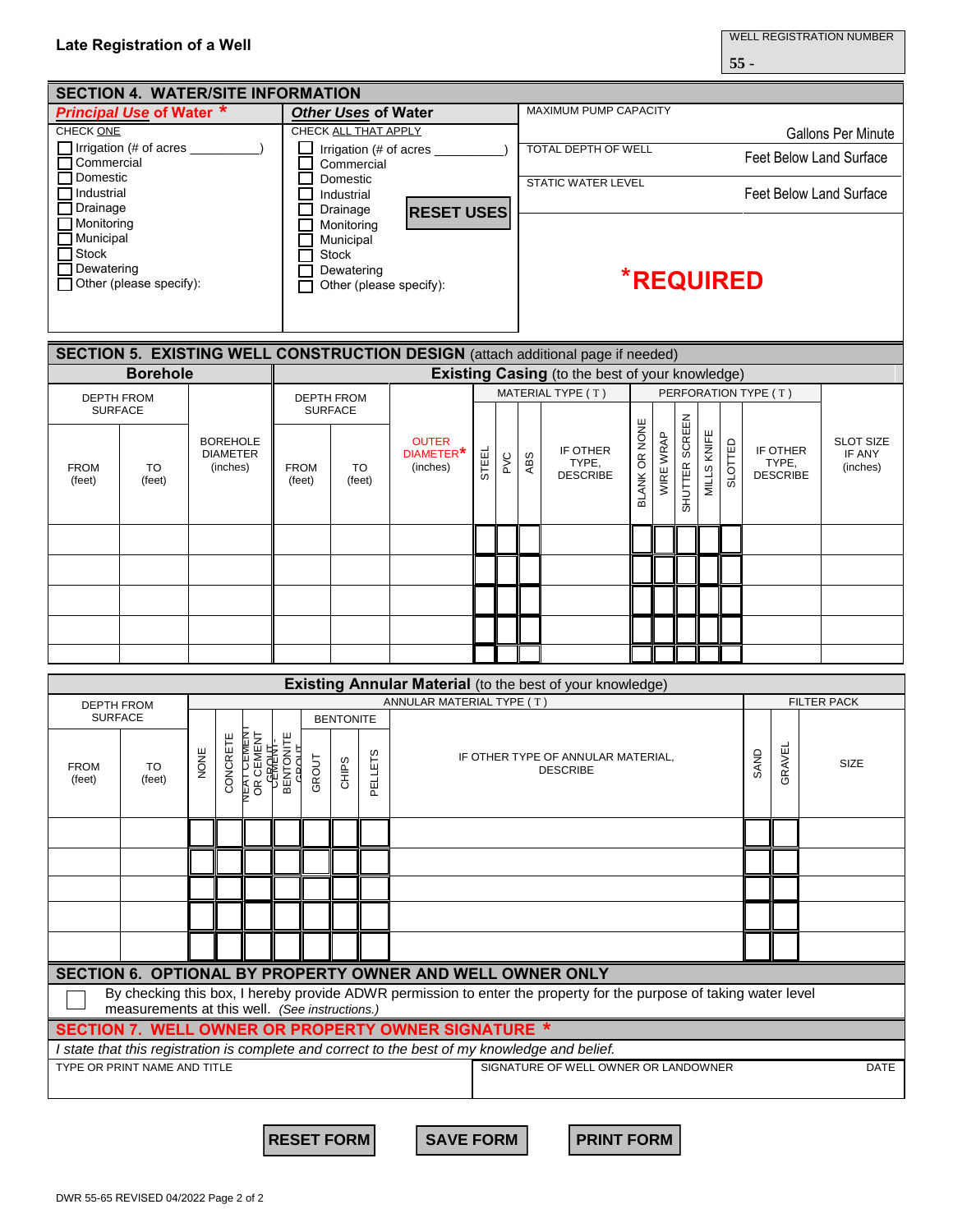**Late Registration of a Well**

WELL REGISTRATION NUMBER
**55 -**

## SECTION 4. WATER/SITE INFORMATION

| ***Principal Use* of Water *** | ***Other Uses* of Water** | |
|---|---|---|
| CHECK ONE | CHECK ALL THAT APPLY | MAXIMUM PUMP CAPACITY<br>Gallons Per Minute |
| ☐ Irrigation (# of acres ________) | ☐ Irrigation (# of acres ________) | TOTAL DEPTH OF WELL<br>Feet Below Land Surface |
| ☐ Commercial | ☐ Commercial | STATIC WATER LEVEL<br>Feet Below Land Surface |
| ☐ Domestic | ☐ Domestic | |
| ☐ Industrial | ☐ Industrial | |
| ☐ Drainage | ☐ Drainage | |
| ☐ Monitoring | ☐ Monitoring | |
| ☐ Municipal | ☐ Municipal | |
| ☐ Stock | ☐ Stock | |
| ☐ Dewatering | ☐ Dewatering | |
| ☐ Other (please specify): | ☐ Other (please specify): | |

RESET USES

***REQUIRED**

## SECTION 5. EXISTING WELL CONSTRUCTION DESIGN (attach additional page if needed)

| **Borehole** | | | **Existing Casing** (to the best of your knowledge) | | | | | | | | | | | | | | |
|---|---|---|---|---|---|---|---|---|---|---|---|---|---|---|---|---|---|
| DEPTH FROM SURFACE | | BOREHOLE DIAMETER (inches) | DEPTH FROM SURFACE | | OUTER DIAMETER* (inches) | MATERIAL TYPE ( T ) | | | | PERFORATION TYPE ( T ) | | | | | | SLOT SIZE IF ANY (inches) |
| FROM (feet) | TO (feet) | | FROM (feet) | TO (feet) | | STEEL | PVC | ABS | IF OTHER TYPE, DESCRIBE | BLANK OR NONE | WIRE WRAP | SHUTTER SCREEN | MILLS KNIFE | SLOTTED | IF OTHER TYPE, DESCRIBE | |
| | | | | | | | | | | | | | | | | |
| | | | | | | | | | | | | | | | | |
| | | | | | | | | | | | | | | | | |
| | | | | | | | | | | | | | | | | |
| | | | | | | | | | | | | | | | | |

### Existing Annular Material (to the best of your knowledge)

| DEPTH FROM SURFACE | | ANNULAR MATERIAL TYPE ( T ) | | | | | | | | FILTER PACK | | |
|---|---|---|---|---|---|---|---|---|---|---|---|---|
| | | | | | | BENTONITE | | | | | | |
| FROM (feet) | TO (feet) | NONE | CONCRETE | NEAT CEMENT OR CEMENT GROUT | CEMENT-BENTONITE GROUT | GROUT | CHIPS | PELLETS | IF OTHER TYPE OF ANNULAR MATERIAL, DESCRIBE | SAND | GRAVEL | SIZE |
| | | | | | | | | | | | | |
| | | | | | | | | | | | | |
| | | | | | | | | | | | | |
| | | | | | | | | | | | | |
| | | | | | | | | | | | | |

## SECTION 6. OPTIONAL BY PROPERTY OWNER AND WELL OWNER ONLY

☐ By checking this box, I hereby provide ADWR permission to enter the property for the purpose of taking water level measurements at this well. *(See instructions.)*

## SECTION 7. WELL OWNER OR PROPERTY OWNER SIGNATURE *

*I state that this registration is complete and correct to the best of my knowledge and belief.*

| TYPE OR PRINT NAME AND TITLE | SIGNATURE OF WELL OWNER OR LANDOWNER | DATE |
|---|---|---|
| | | |

RESET FORM | SAVE FORM | PRINT FORM

DWR 55-65 REVISED 04/2022